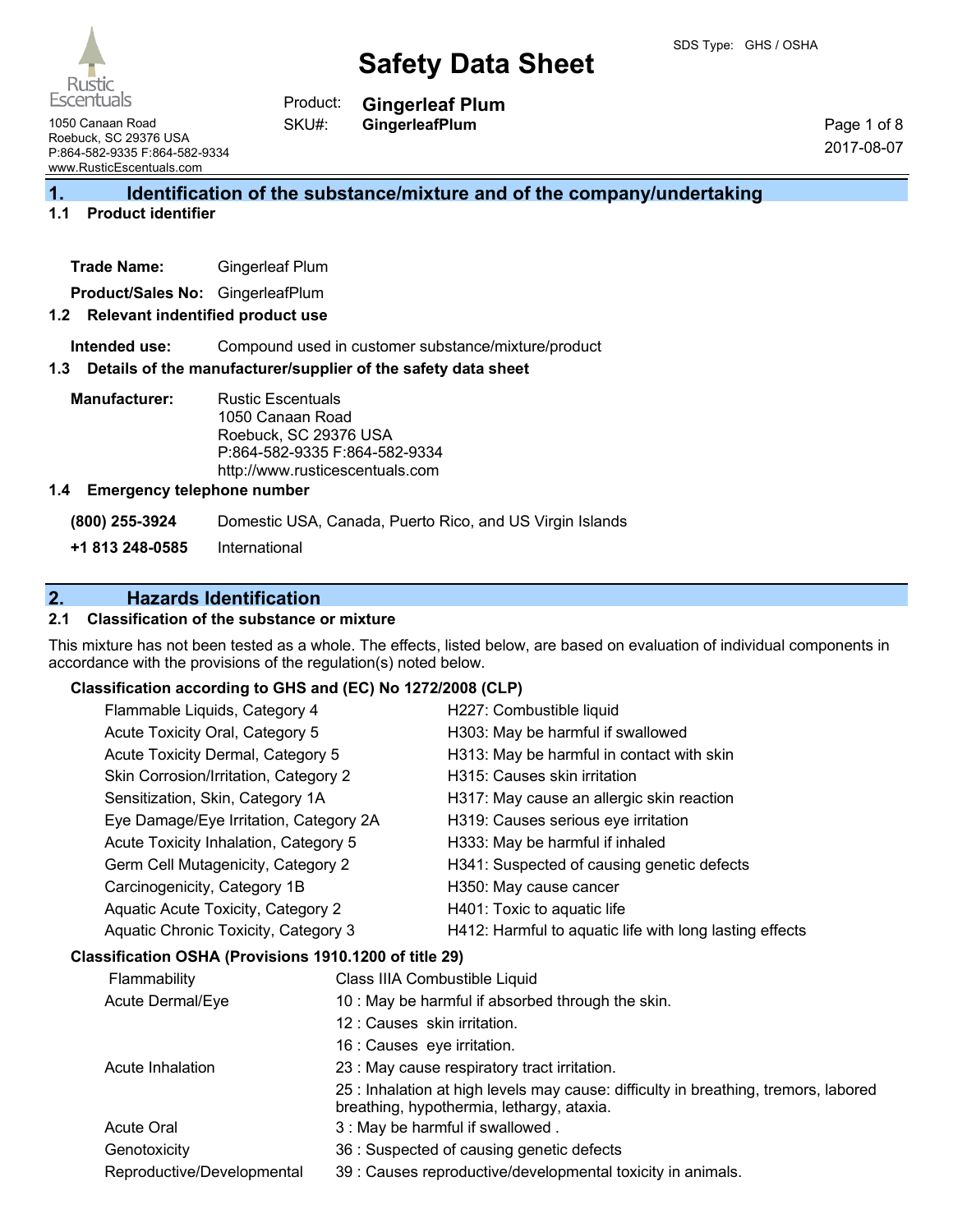SDS Type: GHS / OSHA

# Safety Data Sheet

Rustic Escentuals
1050 Canaan Road
Roebuck, SC 29376 USA
P:864-582-9335 F:864-582-9334
www.RusticEscentuals.com

Product: **Gingerleaf Plum**
SKU#: **GingerleafPlum**

2017-08-07

## 1. Identification of the substance/mixture and of the company/undertaking

### 1.1 Product identifier

**Trade Name:** Gingerleaf Plum

**Product/Sales No:** GingerleafPlum

### 1.2 Relevant indentified product use

**Intended use:** Compound used in customer substance/mixture/product

### 1.3 Details of the manufacturer/supplier of the safety data sheet

**Manufacturer:** Rustic Escentuals
1050 Canaan Road
Roebuck, SC 29376 USA
P:864-582-9335 F:864-582-9334
http://www.rusticescentuals.com

### 1.4 Emergency telephone number

| | |
|---|---|
| **(800) 255-3924** | Domestic USA, Canada, Puerto Rico, and US Virgin Islands |
| **+1 813 248-0585** | International |

## 2. Hazards Identification

### 2.1 Classification of the substance or mixture

This mixture has not been tested as a whole. The effects, listed below, are based on evaluation of individual components in accordance with the provisions of the regulation(s) noted below.

**Classification according to GHS and (EC) No 1272/2008 (CLP)**

| | |
|---|---|
| Flammable Liquids, Category 4 | H227: Combustible liquid |
| Acute Toxicity Oral, Category 5 | H303: May be harmful if swallowed |
| Acute Toxicity Dermal, Category 5 | H313: May be harmful in contact with skin |
| Skin Corrosion/Irritation, Category 2 | H315: Causes skin irritation |
| Sensitization, Skin, Category 1A | H317: May cause an allergic skin reaction |
| Eye Damage/Eye Irritation, Category 2A | H319: Causes serious eye irritation |
| Acute Toxicity Inhalation, Category 5 | H333: May be harmful if inhaled |
| Germ Cell Mutagenicity, Category 2 | H341: Suspected of causing genetic defects |
| Carcinogenicity, Category 1B | H350: May cause cancer |
| Aquatic Acute Toxicity, Category 2 | H401: Toxic to aquatic life |
| Aquatic Chronic Toxicity, Category 3 | H412: Harmful to aquatic life with long lasting effects |

**Classification OSHA (Provisions 1910.1200 of title 29)**

| | |
|---|---|
| Flammability | Class IIIA Combustible Liquid |
| Acute Dermal/Eye | 10 : May be harmful if absorbed through the skin. |
| | 12 : Causes skin irritation. |
| | 16 : Causes eye irritation. |
| Acute Inhalation | 23 : May cause respiratory tract irritation. |
| | 25 : Inhalation at high levels may cause: difficulty in breathing, tremors, labored breathing, hypothermia, lethargy, ataxia. |
| Acute Oral | 3 : May be harmful if swallowed . |
| Genotoxicity | 36 : Suspected of causing genetic defects |
| Reproductive/Developmental | 39 : Causes reproductive/developmental toxicity in animals. |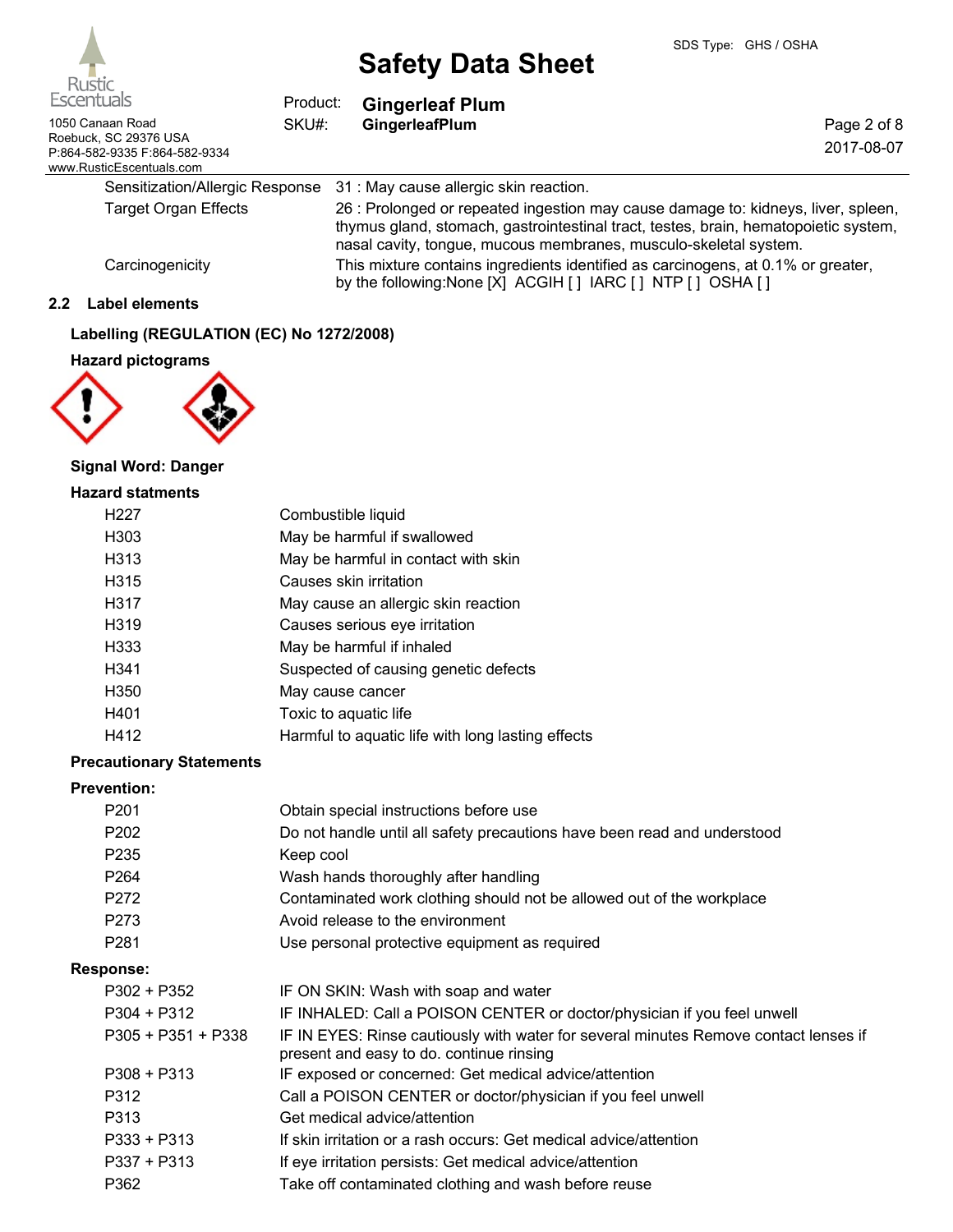| | |
|---|---|
| Sensitization/Allergic Response | 31 : May cause allergic skin reaction. |
| Target Organ Effects | 26 : Prolonged or repeated ingestion may cause damage to: kidneys, liver, spleen, thymus gland, stomach, gastrointestinal tract, testes, brain, hematopoietic system, nasal cavity, tongue, mucous membranes, musculo-skeletal system. |
| Carcinogenicity | This mixture contains ingredients identified as carcinogens, at 0.1% or greater, by the following:None [X] ACGIH [ ] IARC [ ] NTP [ ] OSHA [ ] |

## 2.2 Label elements

### Labelling (REGULATION (EC) No 1272/2008)

**Hazard pictograms**

**Signal Word: Danger**

**Hazard statments**

| | |
|---|---|
| H227 | Combustible liquid |
| H303 | May be harmful if swallowed |
| H313 | May be harmful in contact with skin |
| H315 | Causes skin irritation |
| H317 | May cause an allergic skin reaction |
| H319 | Causes serious eye irritation |
| H333 | May be harmful if inhaled |
| H341 | Suspected of causing genetic defects |
| H350 | May cause cancer |
| H401 | Toxic to aquatic life |
| H412 | Harmful to aquatic life with long lasting effects |

**Precautionary Statements**

**Prevention:**

| | |
|---|---|
| P201 | Obtain special instructions before use |
| P202 | Do not handle until all safety precautions have been read and understood |
| P235 | Keep cool |
| P264 | Wash hands thoroughly after handling |
| P272 | Contaminated work clothing should not be allowed out of the workplace |
| P273 | Avoid release to the environment |
| P281 | Use personal protective equipment as required |

**Response:**

| | |
|---|---|
| P302 + P352 | IF ON SKIN: Wash with soap and water |
| P304 + P312 | IF INHALED: Call a POISON CENTER or doctor/physician if you feel unwell |
| P305 + P351 + P338 | IF IN EYES: Rinse cautiously with water for several minutes Remove contact lenses if present and easy to do. continue rinsing |
| P308 + P313 | IF exposed or concerned: Get medical advice/attention |
| P312 | Call a POISON CENTER or doctor/physician if you feel unwell |
| P313 | Get medical advice/attention |
| P333 + P313 | If skin irritation or a rash occurs: Get medical advice/attention |
| P337 + P313 | If eye irritation persists: Get medical advice/attention |
| P362 | Take off contaminated clothing and wash before reuse |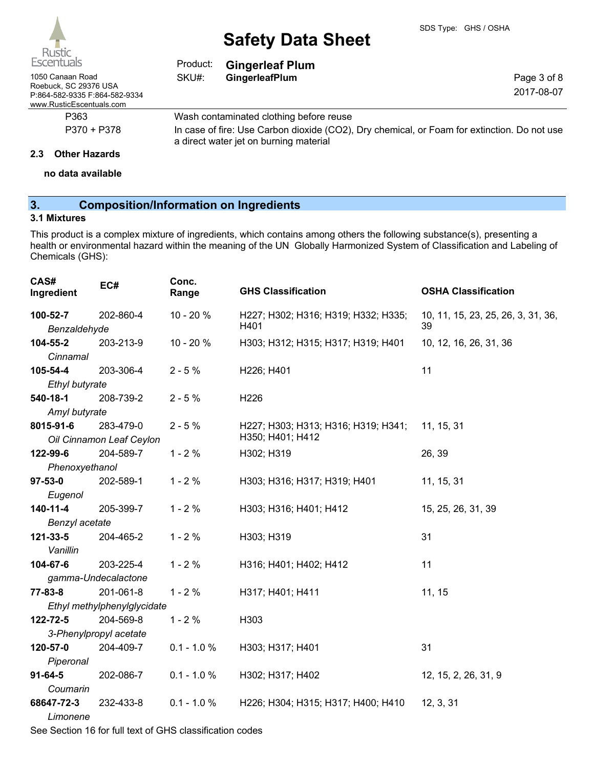| | |
|---|---|
| P363 | Wash contaminated clothing before reuse |
| P370 + P378 | In case of fire: Use Carbon dioxide ($CO_2$), Dry chemical, or Foam for extinction. Do not use a direct water jet on burning material |

### 2.3 Other Hazards

**no data available**

## 3. Composition/Information on Ingredients

### 3.1 Mixtures

This product is a complex mixture of ingredients, which contains among others the following substance(s), presenting a health or environmental hazard within the meaning of the UN Globally Harmonized System of Classification and Labeling of Chemicals (GHS):

| CAS# Ingredient | EC# | Conc. Range | GHS Classification | OSHA Classification |
|---|---|---|---|---|
| **100-52-7** *Benzaldehyde* | 202-860-4 | 10 - 20 % | H227; H302; H316; H319; H332; H335; H401 | 10, 11, 15, 23, 25, 26, 3, 31, 36, 39 |
| **104-55-2** *Cinnamal* | 203-213-9 | 10 - 20 % | H303; H312; H315; H317; H319; H401 | 10, 12, 16, 26, 31, 36 |
| **105-54-4** *Ethyl butyrate* | 203-306-4 | 2 - 5 % | H226; H401 | 11 |
| **540-18-1** *Amyl butyrate* | 208-739-2 | 2 - 5 % | H226 | |
| **8015-91-6** *Oil Cinnamon Leaf Ceylon* | 283-479-0 | 2 - 5 % | H227; H303; H313; H316; H319; H341; H350; H401; H412 | 11, 15, 31 |
| **122-99-6** *Phenoxyethanol* | 204-589-7 | 1 - 2 % | H302; H319 | 26, 39 |
| **97-53-0** *Eugenol* | 202-589-1 | 1 - 2 % | H303; H316; H317; H319; H401 | 11, 15, 31 |
| **140-11-4** *Benzyl acetate* | 205-399-7 | 1 - 2 % | H303; H316; H401; H412 | 15, 25, 26, 31, 39 |
| **121-33-5** *Vanillin* | 204-465-2 | 1 - 2 % | H303; H319 | 31 |
| **104-67-6** *gamma-Undecalactone* | 203-225-4 | 1 - 2 % | H316; H401; H402; H412 | 11 |
| **77-83-8** *Ethyl methylphenylglycidate* | 201-061-8 | 1 - 2 % | H317; H401; H411 | 11, 15 |
| **122-72-5** *3-Phenylpropyl acetate* | 204-569-8 | 1 - 2 % | H303 | |
| **120-57-0** *Piperonal* | 204-409-7 | 0.1 - 1.0 % | H303; H317; H401 | 31 |
| **91-64-5** *Coumarin* | 202-086-7 | 0.1 - 1.0 % | H302; H317; H402 | 12, 15, 2, 26, 31, 9 |
| **68647-72-3** *Limonene* | 232-433-8 | 0.1 - 1.0 % | H226; H304; H315; H317; H400; H410 | 12, 3, 31 |

See Section 16 for full text of GHS classification codes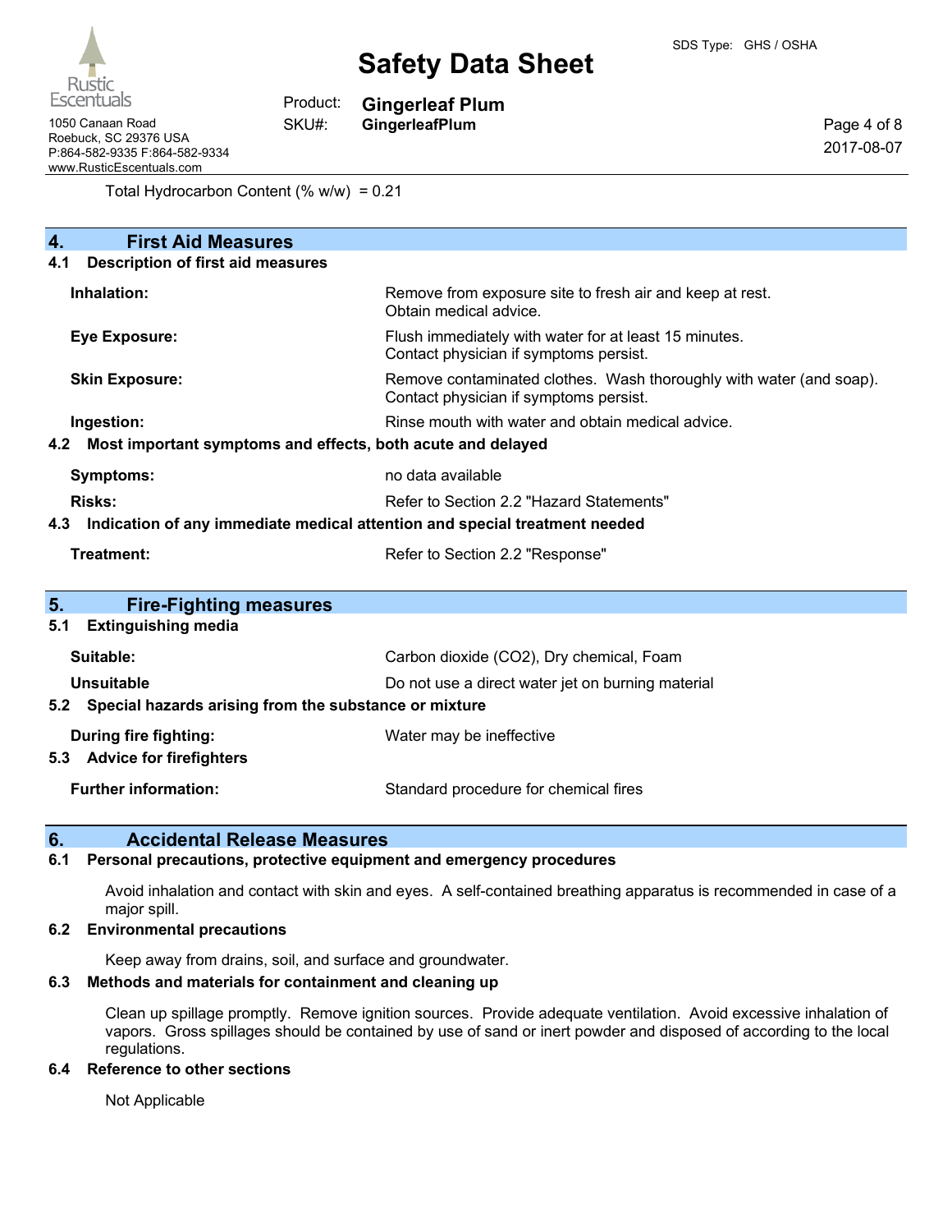Total Hydrocarbon Content (% w/w) = 0.21

## 4. First Aid Measures

### 4.1 Description of first aid measures

| | |
|---|---|
| **Inhalation:** | Remove from exposure site to fresh air and keep at rest. Obtain medical advice. |
| **Eye Exposure:** | Flush immediately with water for at least 15 minutes. Contact physician if symptoms persist. |
| **Skin Exposure:** | Remove contaminated clothes. Wash thoroughly with water (and soap). Contact physician if symptoms persist. |
| **Ingestion:** | Rinse mouth with water and obtain medical advice. |

### 4.2 Most important symptoms and effects, both acute and delayed

| | |
|---|---|
| **Symptoms:** | no data available |
| **Risks:** | Refer to Section 2.2 "Hazard Statements" |

### 4.3 Indication of any immediate medical attention and special treatment needed

| | |
|---|---|
| **Treatment:** | Refer to Section 2.2 "Response" |

## 5. Fire-Fighting measures

### 5.1 Extinguishing media

| | |
|---|---|
| **Suitable:** | Carbon dioxide ($CO_2$), Dry chemical, Foam |
| **Unsuitable** | Do not use a direct water jet on burning material |

### 5.2 Special hazards arising from the substance or mixture

| | |
|---|---|
| **During fire fighting:** | Water may be ineffective |

### 5.3 Advice for firefighters

| | |
|---|---|
| **Further information:** | Standard procedure for chemical fires |

## 6. Accidental Release Measures

### 6.1 Personal precautions, protective equipment and emergency procedures

Avoid inhalation and contact with skin and eyes. A self-contained breathing apparatus is recommended in case of a major spill.

### 6.2 Environmental precautions

Keep away from drains, soil, and surface and groundwater.

### 6.3 Methods and materials for containment and cleaning up

Clean up spillage promptly. Remove ignition sources. Provide adequate ventilation. Avoid excessive inhalation of vapors. Gross spillages should be contained by use of sand or inert powder and disposed of according to the local regulations.

### 6.4 Reference to other sections

Not Applicable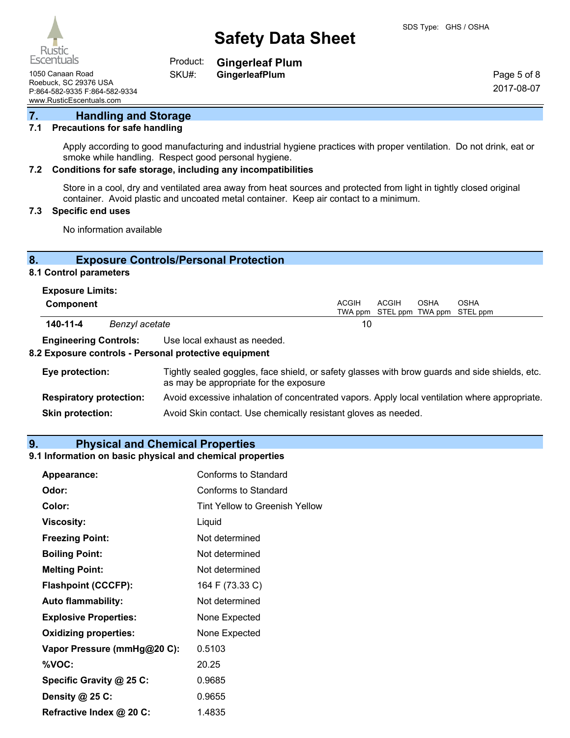## 7. Handling and Storage

### 7.1 Precautions for safe handling

Apply according to good manufacturing and industrial hygiene practices with proper ventilation. Do not drink, eat or smoke while handling. Respect good personal hygiene.

### 7.2 Conditions for safe storage, including any incompatibilities

Store in a cool, dry and ventilated area away from heat sources and protected from light in tightly closed original container. Avoid plastic and uncoated metal container. Keep air contact to a minimum.

### 7.3 Specific end uses

No information available

## 8. Exposure Controls/Personal Protection

### 8.1 Control parameters

**Exposure Limits:**

| Component | | ACGIH TWA ppm | ACGIH STEL ppm | OSHA TWA ppm | OSHA STEL ppm |
|---|---|---|---|---|---|
| **140-11-4** | *Benzyl acetate* | 10 | | | |

**Engineering Controls:** Use local exhaust as needed.

### 8.2 Exposure controls - Personal protective equipment

**Eye protection:** Tightly sealed goggles, face shield, or safety glasses with brow guards and side shields, etc. as may be appropriate for the exposure

**Respiratory protection:** Avoid excessive inhalation of concentrated vapors. Apply local ventilation where appropriate.

**Skin protection:** Avoid Skin contact. Use chemically resistant gloves as needed.

## 9. Physical and Chemical Properties

### 9.1 Information on basic physical and chemical properties

| | |
|---|---|
| **Appearance:** | Conforms to Standard |
| **Odor:** | Conforms to Standard |
| **Color:** | Tint Yellow to Greenish Yellow |
| **Viscosity:** | Liquid |
| **Freezing Point:** | Not determined |
| **Boiling Point:** | Not determined |
| **Melting Point:** | Not determined |
| **Flashpoint (CCCFP):** | 164 F (73.33 C) |
| **Auto flammability:** | Not determined |
| **Explosive Properties:** | None Expected |
| **Oxidizing properties:** | None Expected |
| **Vapor Pressure (mmHg@20 C):** | 0.5103 |
| **%VOC:** | 20.25 |
| **Specific Gravity @ 25 C:** | 0.9685 |
| **Density @ 25 C:** | 0.9655 |
| **Refractive Index @ 20 C:** | 1.4835 |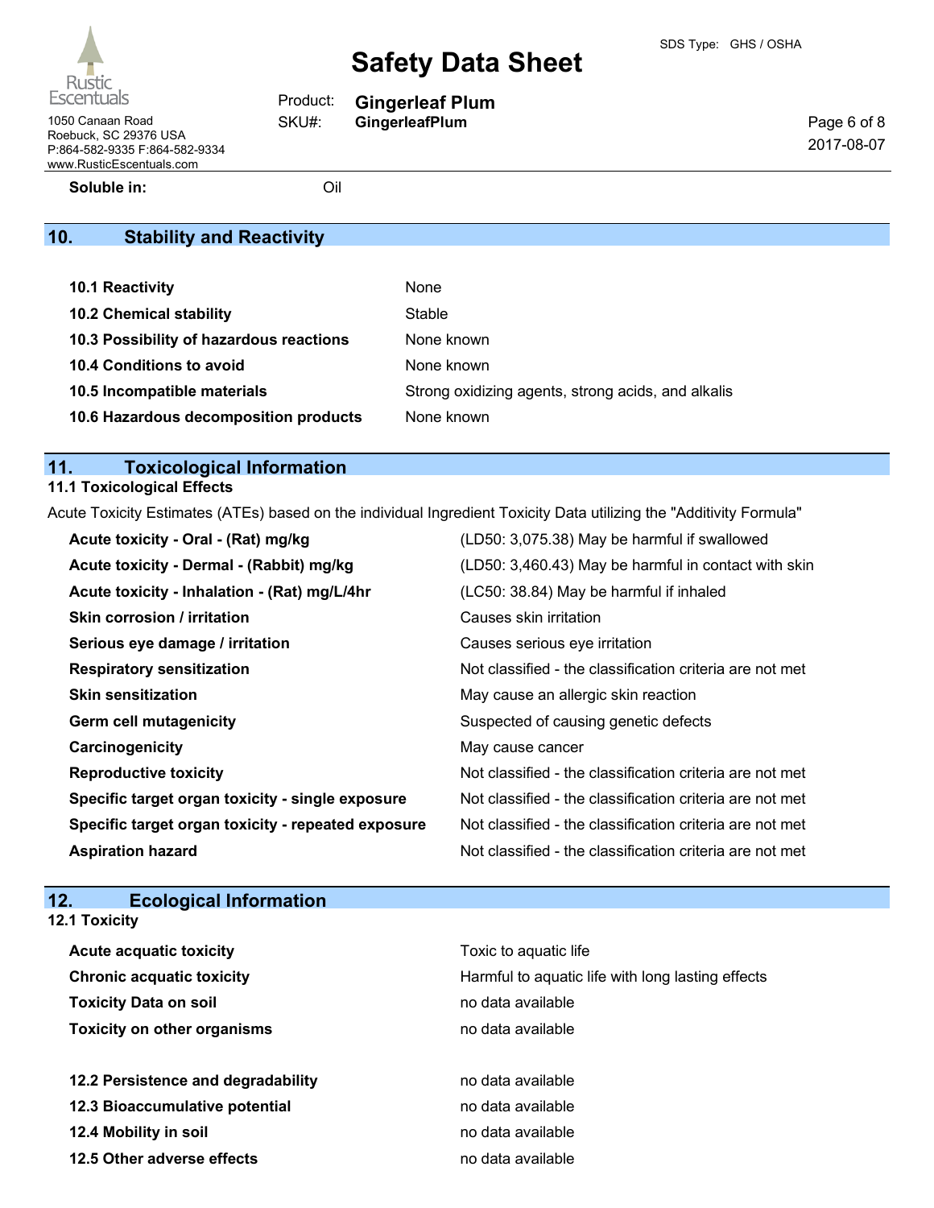**Soluble in:** Oil

## 10. Stability and Reactivity

| | |
|---|---|
| **10.1 Reactivity** | None |
| **10.2 Chemical stability** | Stable |
| **10.3 Possibility of hazardous reactions** | None known |
| **10.4 Conditions to avoid** | None known |
| **10.5 Incompatible materials** | Strong oxidizing agents, strong acids, and alkalis |
| **10.6 Hazardous decomposition products** | None known |

## 11. Toxicological Information

### 11.1 Toxicological Effects

Acute Toxicity Estimates (ATEs) based on the individual Ingredient Toxicity Data utilizing the "Additivity Formula"

| | |
|---|---|
| **Acute toxicity - Oral - (Rat) mg/kg** | (LD50: 3,075.38) May be harmful if swallowed |
| **Acute toxicity - Dermal - (Rabbit) mg/kg** | (LD50: 3,460.43) May be harmful in contact with skin |
| **Acute toxicity - Inhalation - (Rat) mg/L/4hr** | (LC50: 38.84) May be harmful if inhaled |
| **Skin corrosion / irritation** | Causes skin irritation |
| **Serious eye damage / irritation** | Causes serious eye irritation |
| **Respiratory sensitization** | Not classified - the classification criteria are not met |
| **Skin sensitization** | May cause an allergic skin reaction |
| **Germ cell mutagenicity** | Suspected of causing genetic defects |
| **Carcinogenicity** | May cause cancer |
| **Reproductive toxicity** | Not classified - the classification criteria are not met |
| **Specific target organ toxicity - single exposure** | Not classified - the classification criteria are not met |
| **Specific target organ toxicity - repeated exposure** | Not classified - the classification criteria are not met |
| **Aspiration hazard** | Not classified - the classification criteria are not met |

## 12. Ecological Information

### 12.1 Toxicity

| | |
|---|---|
| **Acute acquatic toxicity** | Toxic to aquatic life |
| **Chronic acquatic toxicity** | Harmful to aquatic life with long lasting effects |
| **Toxicity Data on soil** | no data available |
| **Toxicity on other organisms** | no data available |

| | |
|---|---|
| **12.2 Persistence and degradability** | no data available |
| **12.3 Bioaccumulative potential** | no data available |
| **12.4 Mobility in soil** | no data available |
| **12.5 Other adverse effects** | no data available |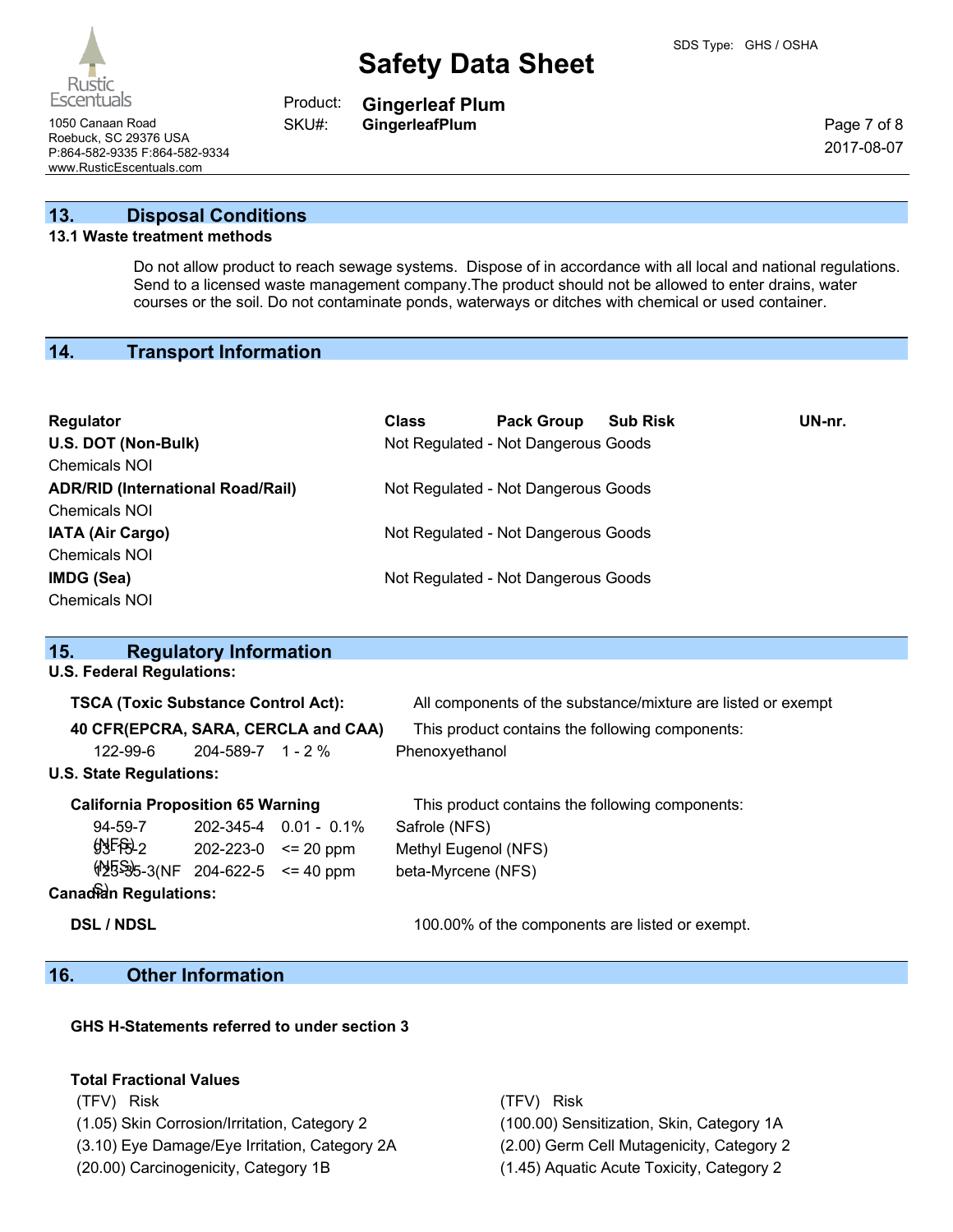## 13. Disposal Conditions

### 13.1 Waste treatment methods

Do not allow product to reach sewage systems. Dispose of in accordance with all local and national regulations. Send to a licensed waste management company.The product should not be allowed to enter drains, water courses or the soil. Do not contaminate ponds, waterways or ditches with chemical or used container.

## 14. Transport Information

| Regulator | Class | Pack Group | Sub Risk | UN-nr. |
|---|---|---|---|---|
| **U.S. DOT (Non-Bulk)** | Not Regulated - Not Dangerous Goods | | | |
| Chemicals NOI | | | | |
| **ADR/RID (International Road/Rail)** | Not Regulated - Not Dangerous Goods | | | |
| Chemicals NOI | | | | |
| **IATA (Air Cargo)** | Not Regulated - Not Dangerous Goods | | | |
| Chemicals NOI | | | | |
| **IMDG (Sea)** | Not Regulated - Not Dangerous Goods | | | |
| Chemicals NOI | | | | |

## 15. Regulatory Information

**U.S. Federal Regulations:**

**TSCA (Toxic Substance Control Act):** All components of the substance/mixture are listed or exempt

**40 CFR(EPCRA, SARA, CERCLA and CAA)** This product contains the following components:

| | | | |
|---|---|---|---|
| 122-99-6 | 204-589-7 | 1 - 2 % | Phenoxyethanol |

**U.S. State Regulations:**

**California Proposition 65 Warning** This product contains the following components:

| | | | |
|---|---|---|---|
| 94-59-7 | 202-345-4 | 0.01 - 0.1% | Safrole (NFS) |
| 93-15-2 (NFS) | 202-223-0 | <= 20 ppm | Methyl Eugenol (NFS) |
| 123-35-3(NFS) (NFS) | 204-622-5 | <= 40 ppm | beta-Myrcene (NFS) |

**Canadian Regulations:**

**DSL / NDSL** 100.00% of the components are listed or exempt.

## 16. Other Information

**GHS H-Statements referred to under section 3**

**Total Fractional Values**

| (TFV) Risk | (TFV) Risk |
|---|---|
| (1.05) Skin Corrosion/Irritation, Category 2 | (100.00) Sensitization, Skin, Category 1A |
| (3.10) Eye Damage/Eye Irritation, Category 2A | (2.00) Germ Cell Mutagenicity, Category 2 |
| (20.00) Carcinogenicity, Category 1B | (1.45) Aquatic Acute Toxicity, Category 2 |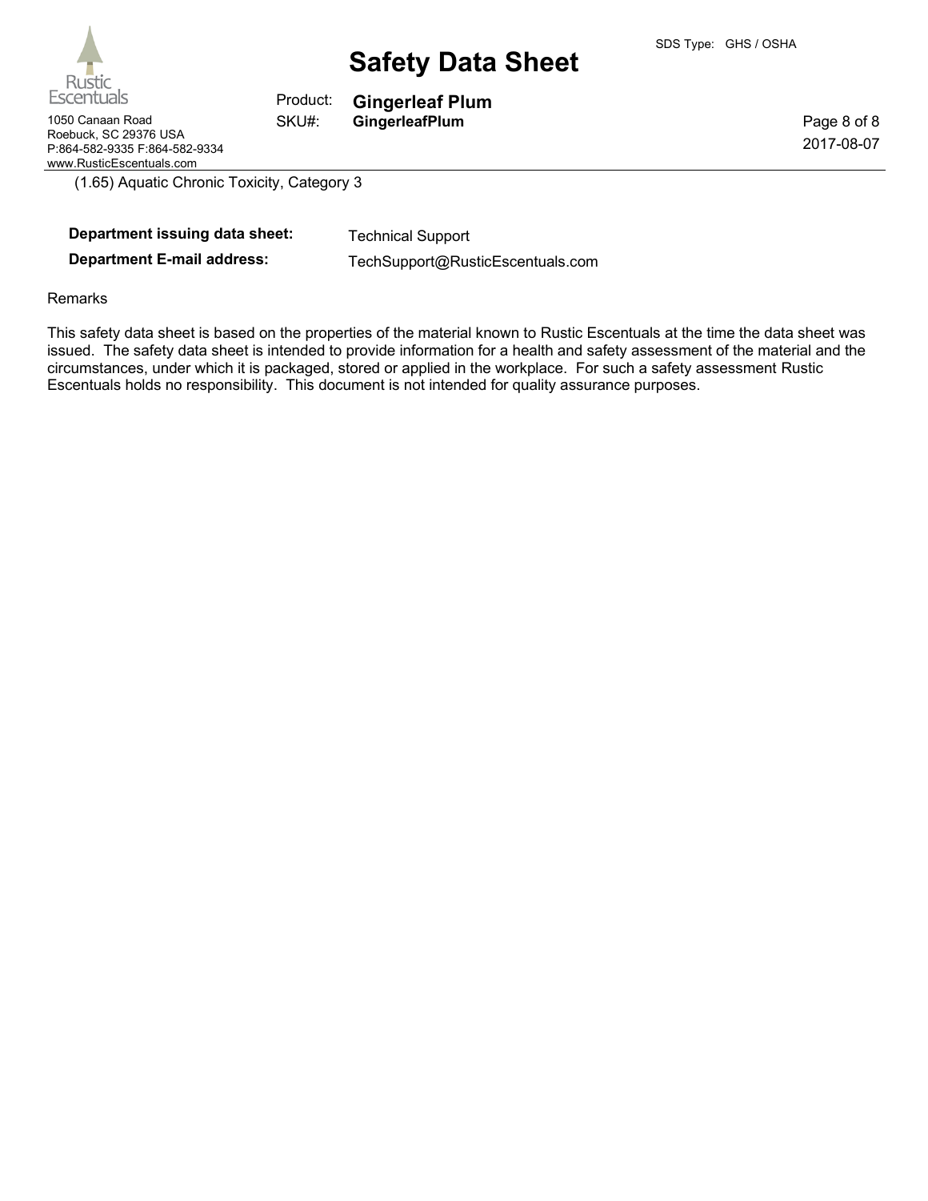(1.65) Aquatic Chronic Toxicity, Category 3

**Department issuing data sheet:** Technical Support

**Department E-mail address:** TechSupport@RusticEscentuals.com

Remarks

This safety data sheet is based on the properties of the material known to Rustic Escentuals at the time the data sheet was issued. The safety data sheet is intended to provide information for a health and safety assessment of the material and the circumstances, under which it is packaged, stored or applied in the workplace. For such a safety assessment Rustic Escentuals holds no responsibility. This document is not intended for quality assurance purposes.